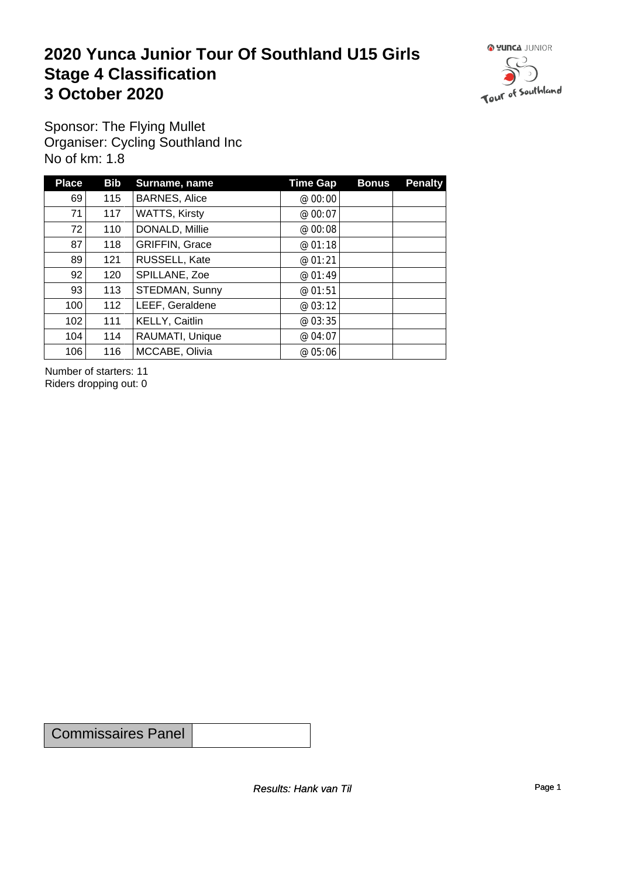# 2020 Yunca Junior Tour Of Southland U15 Girls
# Stage 4 Classification
# 3 October 2020

Sponsor: The Flying Mullet
Organiser: Cycling Southland Inc
No of km: 1.8

| Place | Bib | Surname, name | Time Gap | Bonus | Penalty |
|---|---|---|---|---|---|
| 69 | 115 | BARNES, Alice | @ 00:00 | | |
| 71 | 117 | WATTS, Kirsty | @ 00:07 | | |
| 72 | 110 | DONALD, Millie | @ 00:08 | | |
| 87 | 118 | GRIFFIN, Grace | @ 01:18 | | |
| 89 | 121 | RUSSELL, Kate | @ 01:21 | | |
| 92 | 120 | SPILLANE, Zoe | @ 01:49 | | |
| 93 | 113 | STEDMAN, Sunny | @ 01:51 | | |
| 100 | 112 | LEEF, Geraldene | @ 03:12 | | |
| 102 | 111 | KELLY, Caitlin | @ 03:35 | | |
| 104 | 114 | RAUMATI, Unique | @ 04:07 | | |
| 106 | 116 | MCCABE, Olivia | @ 05:06 | | |

Number of starters: 11
Riders dropping out: 0

| Commissaires Panel | |
|---|---|

*Results: Hank van Til*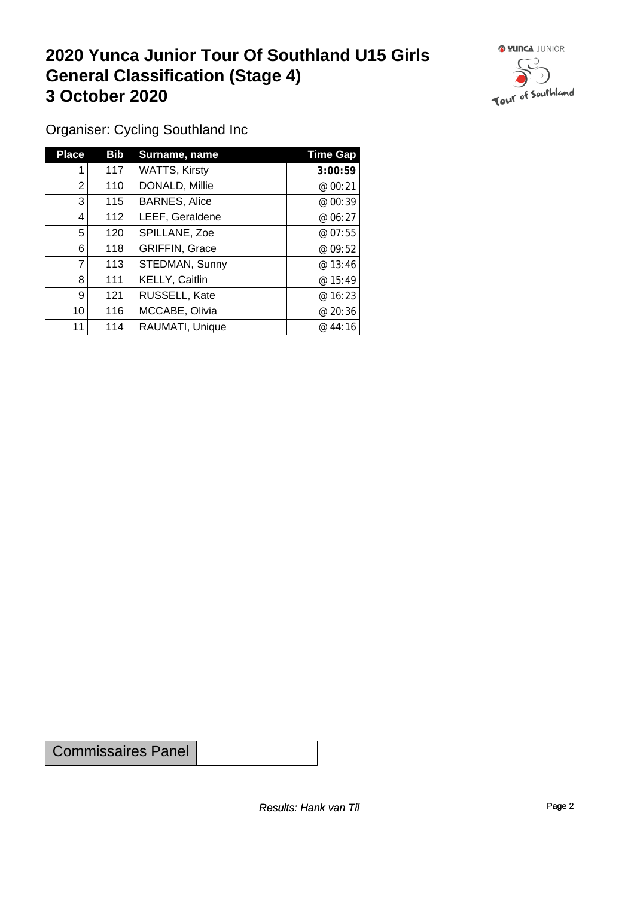# 2020 Yunca Junior Tour Of Southland U15 Girls
# General Classification (Stage 4)
# 3 October 2020

Organiser: Cycling Southland Inc

| Place | Bib | Surname, name | Time Gap |
|---|---|---|---|
| 1 | 117 | WATTS, Kirsty | **3:00:59** |
| 2 | 110 | DONALD, Millie | @ 00:21 |
| 3 | 115 | BARNES, Alice | @ 00:39 |
| 4 | 112 | LEEF, Geraldene | @ 06:27 |
| 5 | 120 | SPILLANE, Zoe | @ 07:55 |
| 6 | 118 | GRIFFIN, Grace | @ 09:52 |
| 7 | 113 | STEDMAN, Sunny | @ 13:46 |
| 8 | 111 | KELLY, Caitlin | @ 15:49 |
| 9 | 121 | RUSSELL, Kate | @ 16:23 |
| 10 | 116 | MCCABE, Olivia | @ 20:36 |
| 11 | 114 | RAUMATI, Unique | @ 44:16 |

| Commissaires Panel | |
|---|---|

*Results: Hank van Til*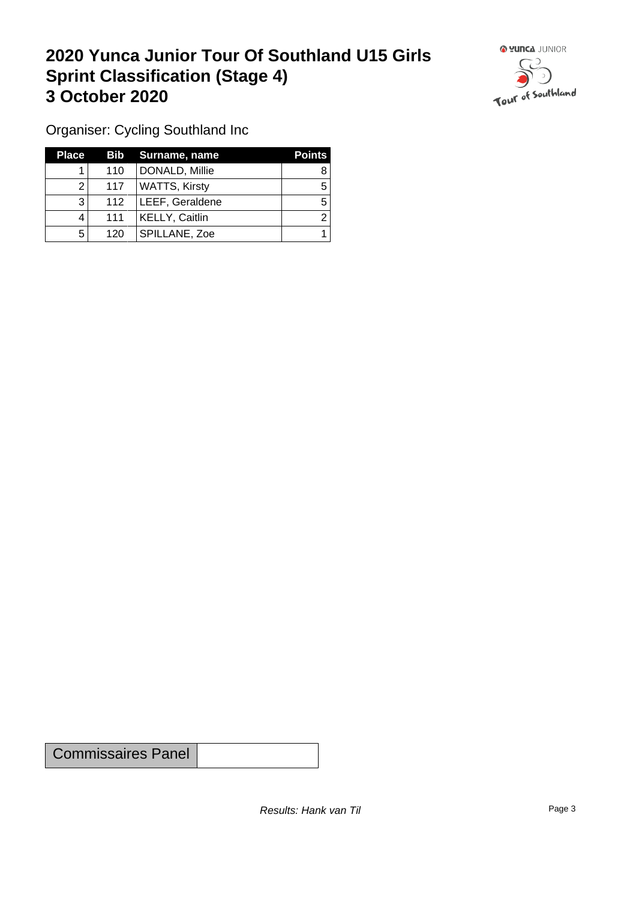# 2020 Yunca Junior Tour Of Southland U15 Girls Sprint Classification (Stage 4) 3 October 2020

Organiser: Cycling Southland Inc

| Place | Bib | Surname, name | Points |
|---|---|---|---|
| 1 | 110 | DONALD, Millie | 8 |
| 2 | 117 | WATTS, Kirsty | 5 |
| 3 | 112 | LEEF, Geraldene | 5 |
| 4 | 111 | KELLY, Caitlin | 2 |
| 5 | 120 | SPILLANE, Zoe | 1 |

| Commissaires Panel | |
|---|---|

*Results: Hank van Til*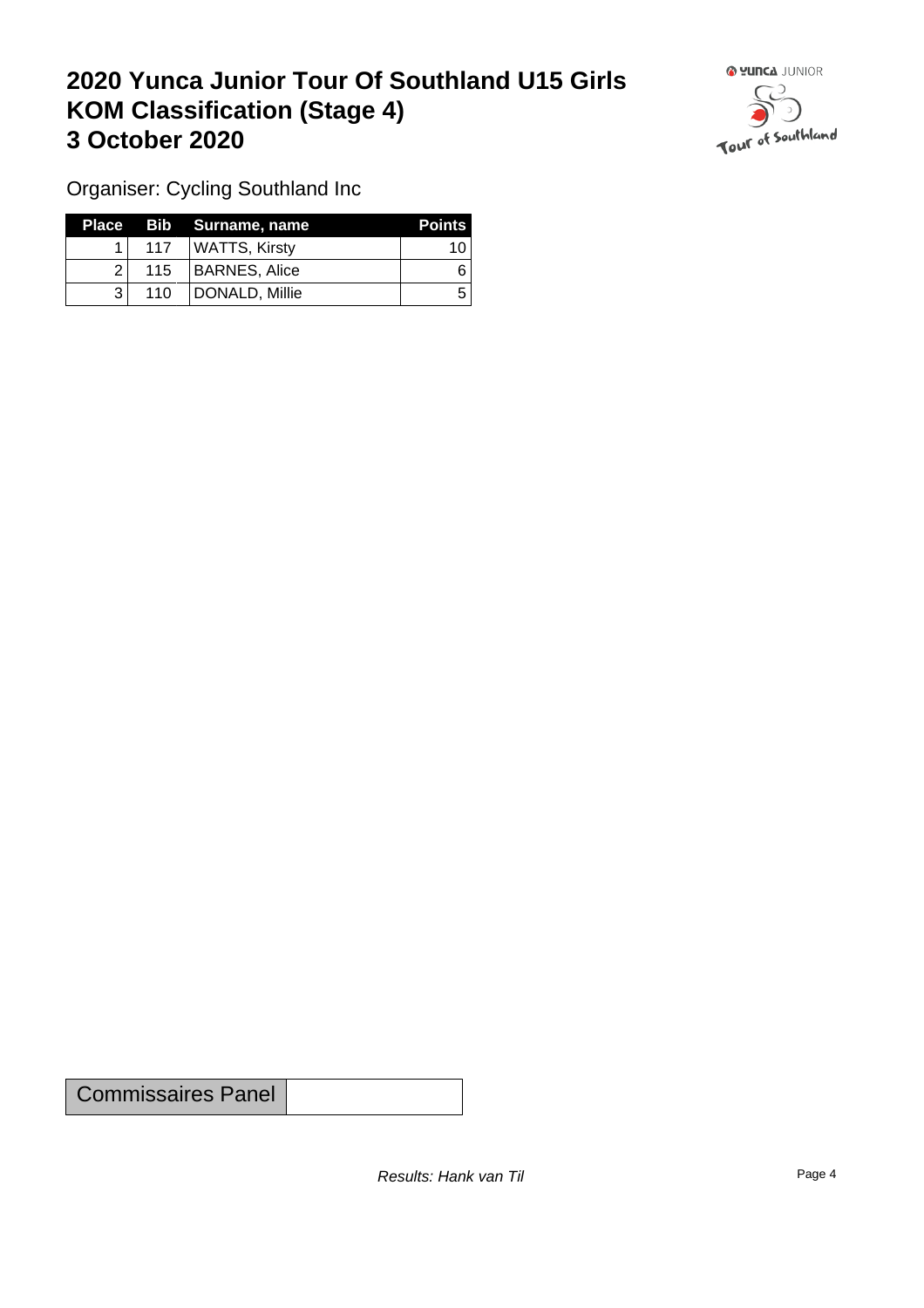# 2020 Yunca Junior Tour Of Southland U15 Girls
# KOM Classification (Stage 4)
# 3 October 2020

Organiser: Cycling Southland Inc

| Place | Bib | Surname, name | Points |
|---|---|---|---|
| 1 | 117 | WATTS, Kirsty | 10 |
| 2 | 115 | BARNES, Alice | 6 |
| 3 | 110 | DONALD, Millie | 5 |

| Commissaires Panel | |
|---|---|

*Results: Hank van Til*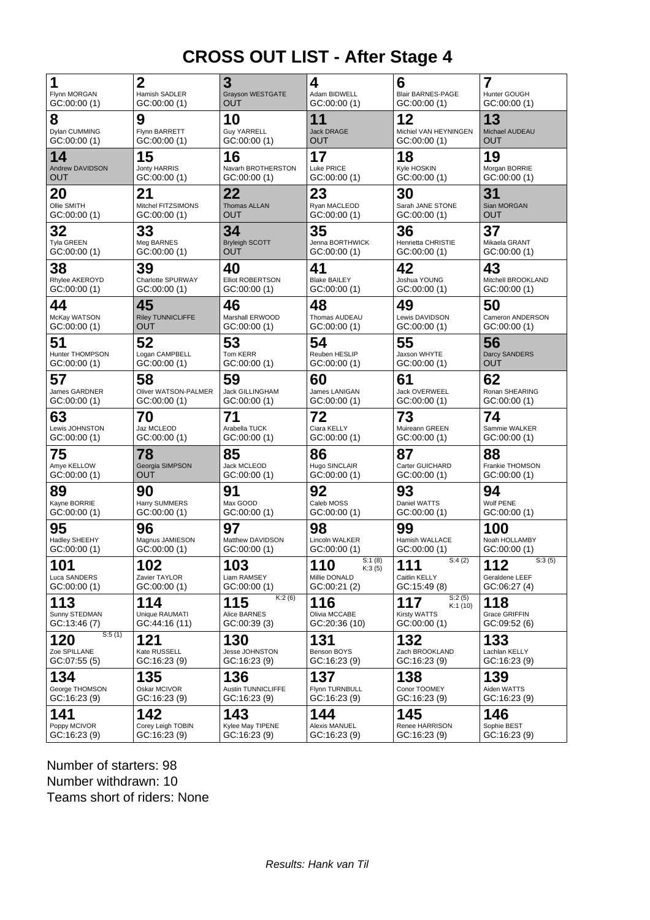# CROSS OUT LIST - After Stage 4

| | | | | | |
|---|---|---|---|---|---|
| **1**<br>Flynn MORGAN<br>GC:00:00 (1) | **2**<br>Hamish SADLER<br>GC:00:00 (1) | **3**<br>Grayson WESTGATE<br>OUT | **4**<br>Adam BIDWELL<br>GC:00:00 (1) | **6**<br>Blair BARNES-PAGE<br>GC:00:00 (1) | **7**<br>Hunter GOUGH<br>GC:00:00 (1) |
| **8**<br>Dylan CUMMING<br>GC:00:00 (1) | **9**<br>Flynn BARRETT<br>GC:00:00 (1) | **10**<br>Guy YARRELL<br>GC:00:00 (1) | **11**<br>Jack DRAGE<br>OUT | **12**<br>Michiel VAN HEYNINGEN<br>GC:00:00 (1) | **13**<br>Michael AUDEAU<br>OUT |
| **14**<br>Andrew DAVIDSON<br>OUT | **15**<br>Jonty HARRIS<br>GC:00:00 (1) | **16**<br>Navarh BROTHERSTON<br>GC:00:00 (1) | **17**<br>Luke PRICE<br>GC:00:00 (1) | **18**<br>Kyle HOSKIN<br>GC:00:00 (1) | **19**<br>Morgan BORRIE<br>GC:00:00 (1) |
| **20**<br>Ollie SMITH<br>GC:00:00 (1) | **21**<br>Mitchel FITZSIMONS<br>GC:00:00 (1) | **22**<br>Thomas ALLAN<br>OUT | **23**<br>Ryan MACLEOD<br>GC:00:00 (1) | **30**<br>Sarah JANE STONE<br>GC:00:00 (1) | **31**<br>Sian MORGAN<br>OUT |
| **32**<br>Tyla GREEN<br>GC:00:00 (1) | **33**<br>Meg BARNES<br>GC:00:00 (1) | **34**<br>Bryleigh SCOTT<br>OUT | **35**<br>Jenna BORTHWICK<br>GC:00:00 (1) | **36**<br>Henrietta CHRISTIE<br>GC:00:00 (1) | **37**<br>Mikaela GRANT<br>GC:00:00 (1) |
| **38**<br>Rhylee AKEROYD<br>GC:00:00 (1) | **39**<br>Charlotte SPURWAY<br>GC:00:00 (1) | **40**<br>Elliot ROBERTSON<br>GC:00:00 (1) | **41**<br>Blake BAILEY<br>GC:00:00 (1) | **42**<br>Joshua YOUNG<br>GC:00:00 (1) | **43**<br>Mitchell BROOKLAND<br>GC:00:00 (1) |
| **44**<br>McKay WATSON<br>GC:00:00 (1) | **45**<br>Riley TUNNICLIFFE<br>OUT | **46**<br>Marshall ERWOOD<br>GC:00:00 (1) | **48**<br>Thomas AUDEAU<br>GC:00:00 (1) | **49**<br>Lewis DAVIDSON<br>GC:00:00 (1) | **50**<br>Cameron ANDERSON<br>GC:00:00 (1) |
| **51**<br>Hunter THOMPSON<br>GC:00:00 (1) | **52**<br>Logan CAMPBELL<br>GC:00:00 (1) | **53**<br>Tom KERR<br>GC:00:00 (1) | **54**<br>Reuben HESLIP<br>GC:00:00 (1) | **55**<br>Jaxson WHYTE<br>GC:00:00 (1) | **56**<br>Darcy SANDERS<br>OUT |
| **57**<br>James GARDNER<br>GC:00:00 (1) | **58**<br>Oliver WATSON-PALMER<br>GC:00:00 (1) | **59**<br>Jack GILLINGHAM<br>GC:00:00 (1) | **60**<br>James LANIGAN<br>GC:00:00 (1) | **61**<br>Jack OVERWEEL<br>GC:00:00 (1) | **62**<br>Ronan SHEARING<br>GC:00:00 (1) |
| **63**<br>Lewis JOHNSTON<br>GC:00:00 (1) | **70**<br>Jaz MCLEOD<br>GC:00:00 (1) | **71**<br>Arabella TUCK<br>GC:00:00 (1) | **72**<br>Ciara KELLY<br>GC:00:00 (1) | **73**<br>Muireann GREEN<br>GC:00:00 (1) | **74**<br>Sammie WALKER<br>GC:00:00 (1) |
| **75**<br>Amye KELLOW<br>GC:00:00 (1) | **78**<br>Georgia SIMPSON<br>OUT | **85**<br>Jack MCLEOD<br>GC:00:00 (1) | **86**<br>Hugo SINCLAIR<br>GC:00:00 (1) | **87**<br>Carter GUICHARD<br>GC:00:00 (1) | **88**<br>Frankie THOMSON<br>GC:00:00 (1) |
| **89**<br>Kayne BORRIE<br>GC:00:00 (1) | **90**<br>Harry SUMMERS<br>GC:00:00 (1) | **91**<br>Max GOOD<br>GC:00:00 (1) | **92**<br>Caleb MOSS<br>GC:00:00 (1) | **93**<br>Daniel WATTS<br>GC:00:00 (1) | **94**<br>Wolf PENE<br>GC:00:00 (1) |
| **95**<br>Hadley SHEEHY<br>GC:00:00 (1) | **96**<br>Magnus JAMIESON<br>GC:00:00 (1) | **97**<br>Matthew DAVIDSON<br>GC:00:00 (1) | **98**<br>Lincoln WALKER<br>GC:00:00 (1) | **99**<br>Hamish WALLACE<br>GC:00:00 (1) | **100**<br>Noah HOLLAMBY<br>GC:00:00 (1) |
| **101**<br>Luca SANDERS<br>GC:00:00 (1) | **102**<br>Zavier TAYLOR<br>GC:00:00 (1) | **103**<br>Liam RAMSEY<br>GC:00:00 (1) | **110** S:1 (8) K:3 (5)<br>Millie DONALD<br>GC:00:21 (2) | **111** S:4 (2)<br>Caitlin KELLY<br>GC:15:49 (8) | **112** S:3 (5)<br>Geraldene LEEF<br>GC:06:27 (4) |
| **113**<br>Sunny STEDMAN<br>GC:13:46 (7) | **114**<br>Unique RAUMATI<br>GC:44:16 (11) | **115** K:2 (6)<br>Alice BARNES<br>GC:00:39 (3) | **116**<br>Olivia MCCABE<br>GC:20:36 (10) | **117** S:2 (5) K:1 (10)<br>Kirsty WATTS<br>GC:00:00 (1) | **118**<br>Grace GRIFFIN<br>GC:09:52 (6) |
| **120** S:5 (1)<br>Zoe SPILLANE<br>GC:07:55 (5) | **121**<br>Kate RUSSELL<br>GC:16:23 (9) | **130**<br>Jesse JOHNSTON<br>GC:16:23 (9) | **131**<br>Benson BOYS<br>GC:16:23 (9) | **132**<br>Zach BROOKLAND<br>GC:16:23 (9) | **133**<br>Lachlan KELLY<br>GC:16:23 (9) |
| **134**<br>George THOMSON<br>GC:16:23 (9) | **135**<br>Oskar MCIVOR<br>GC:16:23 (9) | **136**<br>Austin TUNNICLIFFE<br>GC:16:23 (9) | **137**<br>Flynn TURNBULL<br>GC:16:23 (9) | **138**<br>Conor TOOMEY<br>GC:16:23 (9) | **139**<br>Aiden WATTS<br>GC:16:23 (9) |
| **141**<br>Poppy MCIVOR<br>GC:16:23 (9) | **142**<br>Corey Leigh TOBIN<br>GC:16:23 (9) | **143**<br>Kylee May TIPENE<br>GC:16:23 (9) | **144**<br>Alexis MANUEL<br>GC:16:23 (9) | **145**<br>Renee HARRISON<br>GC:16:23 (9) | **146**<br>Sophie BEST<br>GC:16:23 (9) |

Number of starters: 98
Number withdrawn: 10
Teams short of riders: None

*Results: Hank van Til*